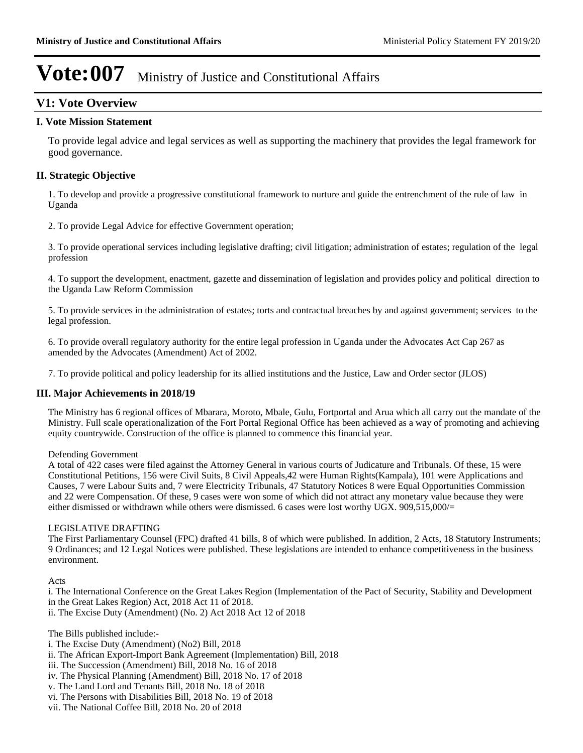# Vote:007 Ministry of Justice and Constitutional Affairs

## V1: Vote Overview

### I. Vote Mission Statement

To provide legal advice and legal services as well as supporting the machinery that provides the legal framework for good governance.

### II. Strategic Objective

1. To develop and provide a progressive constitutional framework to nurture and guide the entrenchment of the rule of law in Uganda

2. To provide Legal Advice for effective Government operation;

3. To provide operational services including legislative drafting; civil litigation; administration of estates; regulation of the legal profession

4. To support the development, enactment, gazette and dissemination of legislation and provides policy and political direction to the Uganda Law Reform Commission

5. To provide services in the administration of estates; torts and contractual breaches by and against government; services to the legal profession.

6. To provide overall regulatory authority for the entire legal profession in Uganda under the Advocates Act Cap 267 as amended by the Advocates (Amendment) Act of 2002.

7. To provide political and policy leadership for its allied institutions and the Justice, Law and Order sector (JLOS)

### III. Major Achievements in 2018/19

The Ministry has 6 regional offices of Mbarara, Moroto, Mbale, Gulu, Fortportal and Arua which all carry out the mandate of the Ministry. Full scale operationalization of the Fort Portal Regional Office has been achieved as a way of promoting and achieving equity countrywide. Construction of the office is planned to commence this financial year.

Defending Government
A total of 422 cases were filed against the Attorney General in various courts of Judicature and Tribunals. Of these, 15 were Constitutional Petitions, 156 were Civil Suits, 8 Civil Appeals,42 were Human Rights(Kampala), 101 were Applications and Causes, 7 were Labour Suits and, 7 were Electricity Tribunals, 47 Statutory Notices 8 were Equal Opportunities Commission and 22 were Compensation. Of these, 9 cases were won some of which did not attract any monetary value because they were either dismissed or withdrawn while others were dismissed. 6 cases were lost worthy UGX. 909,515,000/=

LEGISLATIVE DRAFTING
The First Parliamentary Counsel (FPC) drafted 41 bills, 8 of which were published. In addition, 2 Acts, 18 Statutory Instruments; 9 Ordinances; and 12 Legal Notices were published. These legislations are intended to enhance competitiveness in the business environment.

Acts
i. The International Conference on the Great Lakes Region (Implementation of the Pact of Security, Stability and Development in the Great Lakes Region) Act, 2018 Act 11 of 2018.
ii. The Excise Duty (Amendment) (No. 2) Act 2018 Act 12 of 2018

The Bills published include:-
i. The Excise Duty (Amendment) (No2) Bill, 2018
ii. The African Export-Import Bank Agreement (Implementation) Bill, 2018
iii. The Succession (Amendment) Bill, 2018 No. 16 of 2018
iv. The Physical Planning (Amendment) Bill, 2018 No. 17 of 2018
v. The Land Lord and Tenants Bill, 2018 No. 18 of 2018
vi. The Persons with Disabilities Bill, 2018 No. 19 of 2018
vii. The National Coffee Bill, 2018 No. 20 of 2018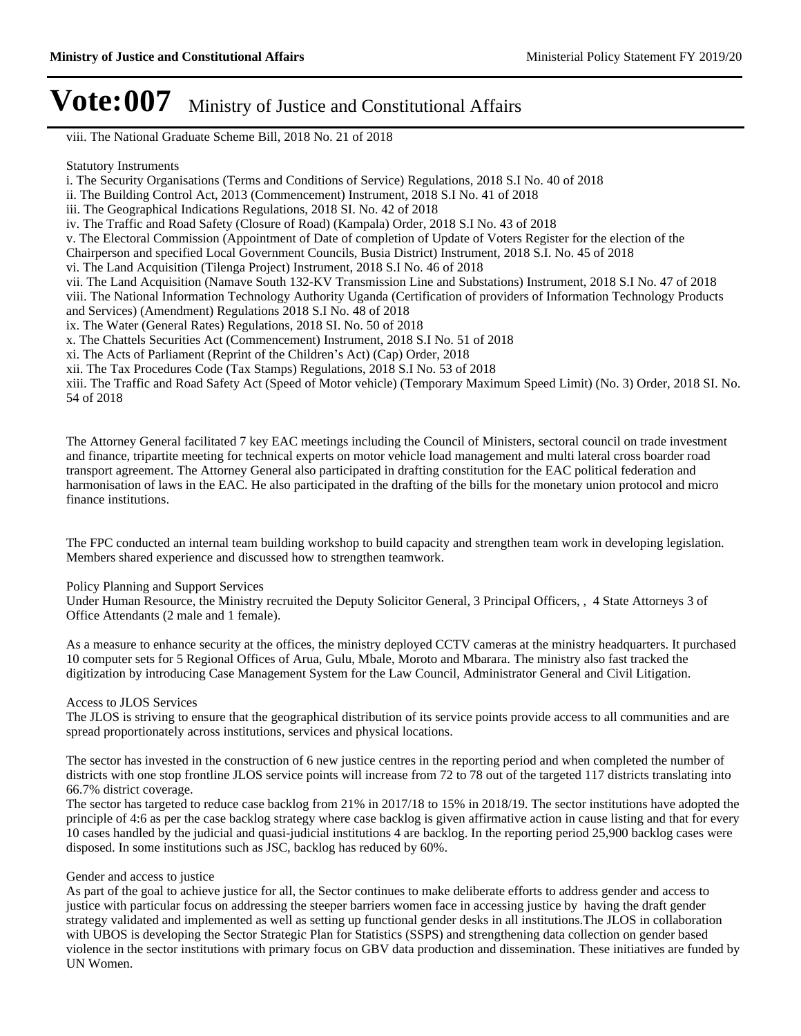viii. The National Graduate Scheme Bill, 2018 No. 21 of 2018

Statutory Instruments

i. The Security Organisations (Terms and Conditions of Service) Regulations, 2018 S.I No. 40 of 2018
ii. The Building Control Act, 2013 (Commencement) Instrument, 2018 S.I No. 41 of 2018
iii. The Geographical Indications Regulations, 2018 SI. No. 42 of 2018
iv. The Traffic and Road Safety (Closure of Road) (Kampala) Order, 2018 S.I No. 43 of 2018
v. The Electoral Commission (Appointment of Date of completion of Update of Voters Register for the election of the Chairperson and specified Local Government Councils, Busia District) Instrument, 2018 S.I. No. 45 of 2018
vi. The Land Acquisition (Tilenga Project) Instrument, 2018 S.I No. 46 of 2018
vii. The Land Acquisition (Namave South 132-KV Transmission Line and Substations) Instrument, 2018 S.I No. 47 of 2018
viii. The National Information Technology Authority Uganda (Certification of providers of Information Technology Products and Services) (Amendment) Regulations 2018 S.I No. 48 of 2018
ix. The Water (General Rates) Regulations, 2018 SI. No. 50 of 2018
x. The Chattels Securities Act (Commencement) Instrument, 2018 S.I No. 51 of 2018
xi. The Acts of Parliament (Reprint of the Children's Act) (Cap) Order, 2018
xii. The Tax Procedures Code (Tax Stamps) Regulations, 2018 S.I No. 53 of 2018
xiii. The Traffic and Road Safety Act (Speed of Motor vehicle) (Temporary Maximum Speed Limit) (No. 3) Order, 2018 SI. No. 54 of 2018

The Attorney General facilitated 7 key EAC meetings including the Council of Ministers, sectoral council on trade investment and finance, tripartite meeting for technical experts on motor vehicle load management and multi lateral cross boarder road transport agreement. The Attorney General also participated in drafting constitution for the EAC political federation and harmonisation of laws in the EAC. He also participated in the drafting of the bills for the monetary union protocol and micro finance institutions.

The FPC conducted an internal team building workshop to build capacity and strengthen team work in developing legislation. Members shared experience and discussed how to strengthen teamwork.

Policy Planning and Support Services

Under Human Resource, the Ministry recruited the Deputy Solicitor General, 3 Principal Officers, , 4 State Attorneys 3 of Office Attendants (2 male and 1 female).

As a measure to enhance security at the offices, the ministry deployed CCTV cameras at the ministry headquarters. It purchased 10 computer sets for 5 Regional Offices of Arua, Gulu, Mbale, Moroto and Mbarara. The ministry also fast tracked the digitization by introducing Case Management System for the Law Council, Administrator General and Civil Litigation.

Access to JLOS Services

The JLOS is striving to ensure that the geographical distribution of its service points provide access to all communities and are spread proportionately across institutions, services and physical locations.

The sector has invested in the construction of 6 new justice centres in the reporting period and when completed the number of districts with one stop frontline JLOS service points will increase from 72 to 78 out of the targeted 117 districts translating into 66.7% district coverage.
The sector has targeted to reduce case backlog from 21% in 2017/18 to 15% in 2018/19. The sector institutions have adopted the principle of 4:6 as per the case backlog strategy where case backlog is given affirmative action in cause listing and that for every 10 cases handled by the judicial and quasi-judicial institutions 4 are backlog. In the reporting period 25,900 backlog cases were disposed. In some institutions such as JSC, backlog has reduced by 60%.

Gender and access to justice

As part of the goal to achieve justice for all, the Sector continues to make deliberate efforts to address gender and access to justice with particular focus on addressing the steeper barriers women face in accessing justice by having the draft gender strategy validated and implemented as well as setting up functional gender desks in all institutions.The JLOS in collaboration with UBOS is developing the Sector Strategic Plan for Statistics (SSPS) and strengthening data collection on gender based violence in the sector institutions with primary focus on GBV data production and dissemination. These initiatives are funded by UN Women.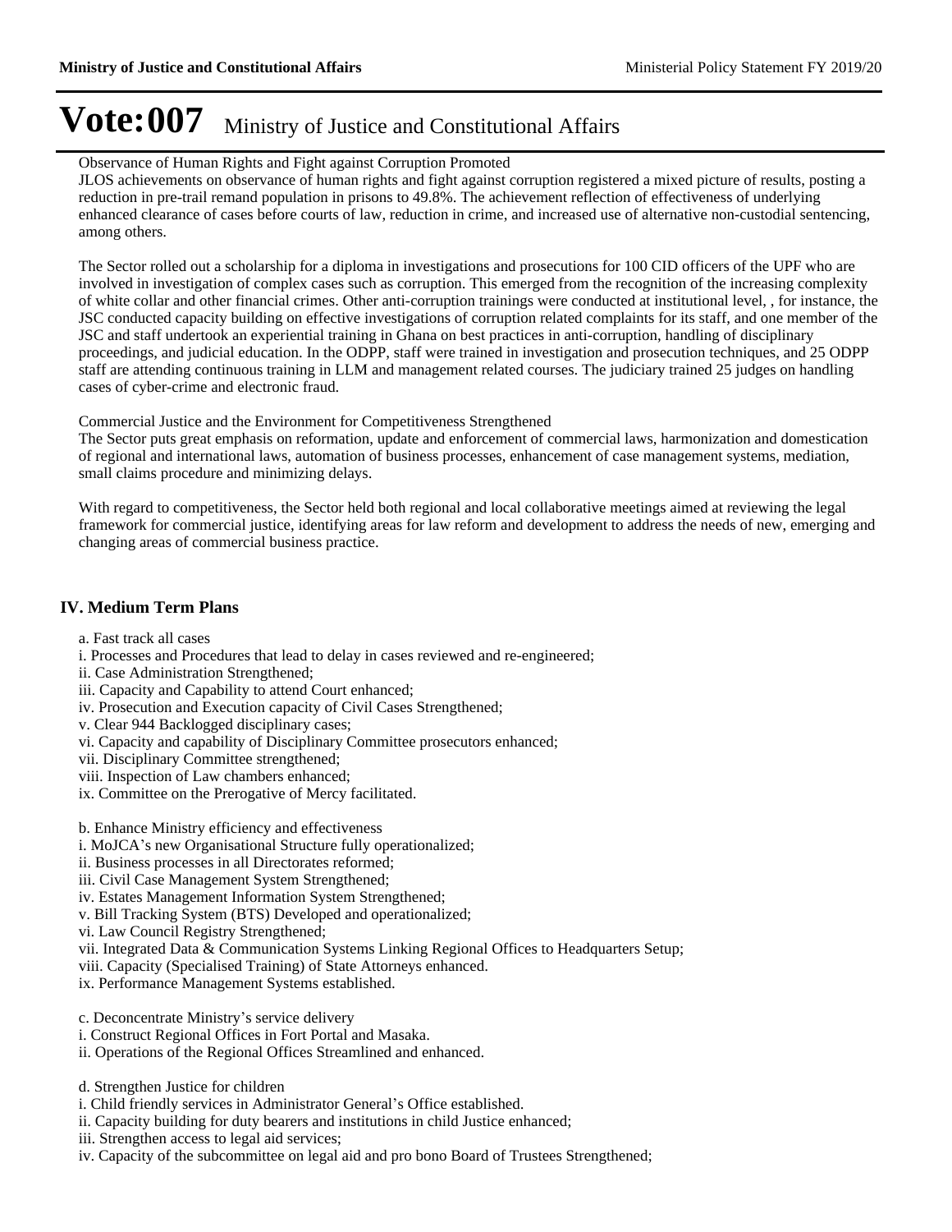# Vote:007 Ministry of Justice and Constitutional Affairs

Observance of Human Rights and Fight against Corruption Promoted

JLOS achievements on observance of human rights and fight against corruption registered a mixed picture of results, posting a reduction in pre-trail remand population in prisons to 49.8%. The achievement reflection of effectiveness of underlying enhanced clearance of cases before courts of law, reduction in crime, and increased use of alternative non-custodial sentencing, among others.

The Sector rolled out a scholarship for a diploma in investigations and prosecutions for 100 CID officers of the UPF who are involved in investigation of complex cases such as corruption. This emerged from the recognition of the increasing complexity of white collar and other financial crimes. Other anti-corruption trainings were conducted at institutional level, , for instance, the JSC conducted capacity building on effective investigations of corruption related complaints for its staff, and one member of the JSC and staff undertook an experiential training in Ghana on best practices in anti-corruption, handling of disciplinary proceedings, and judicial education. In the ODPP, staff were trained in investigation and prosecution techniques, and 25 ODPP staff are attending continuous training in LLM and management related courses. The judiciary trained 25 judges on handling cases of cyber-crime and electronic fraud.

Commercial Justice and the Environment for Competitiveness Strengthened

The Sector puts great emphasis on reformation, update and enforcement of commercial laws, harmonization and domestication of regional and international laws, automation of business processes, enhancement of case management systems, mediation, small claims procedure and minimizing delays.

With regard to competitiveness, the Sector held both regional and local collaborative meetings aimed at reviewing the legal framework for commercial justice, identifying areas for law reform and development to address the needs of new, emerging and changing areas of commercial business practice.

## IV. Medium Term Plans

a. Fast track all cases

i. Processes and Procedures that lead to delay in cases reviewed and re-engineered;
ii. Case Administration Strengthened;
iii. Capacity and Capability to attend Court enhanced;
iv. Prosecution and Execution capacity of Civil Cases Strengthened;
v. Clear 944 Backlogged disciplinary cases;
vi. Capacity and capability of Disciplinary Committee prosecutors enhanced;
vii. Disciplinary Committee strengthened;
viii. Inspection of Law chambers enhanced;
ix. Committee on the Prerogative of Mercy facilitated.

b. Enhance Ministry efficiency and effectiveness

i. MoJCA's new Organisational Structure fully operationalized;
ii. Business processes in all Directorates reformed;
iii. Civil Case Management System Strengthened;
iv. Estates Management Information System Strengthened;
v. Bill Tracking System (BTS) Developed and operationalized;
vi. Law Council Registry Strengthened;
vii. Integrated Data & Communication Systems Linking Regional Offices to Headquarters Setup;
viii. Capacity (Specialised Training) of State Attorneys enhanced.
ix. Performance Management Systems established.

c. Deconcentrate Ministry's service delivery

i. Construct Regional Offices in Fort Portal and Masaka.
ii. Operations of the Regional Offices Streamlined and enhanced.

d. Strengthen Justice for children

i. Child friendly services in Administrator General's Office established.
ii. Capacity building for duty bearers and institutions in child Justice enhanced;
iii. Strengthen access to legal aid services;
iv. Capacity of the subcommittee on legal aid and pro bono Board of Trustees Strengthened;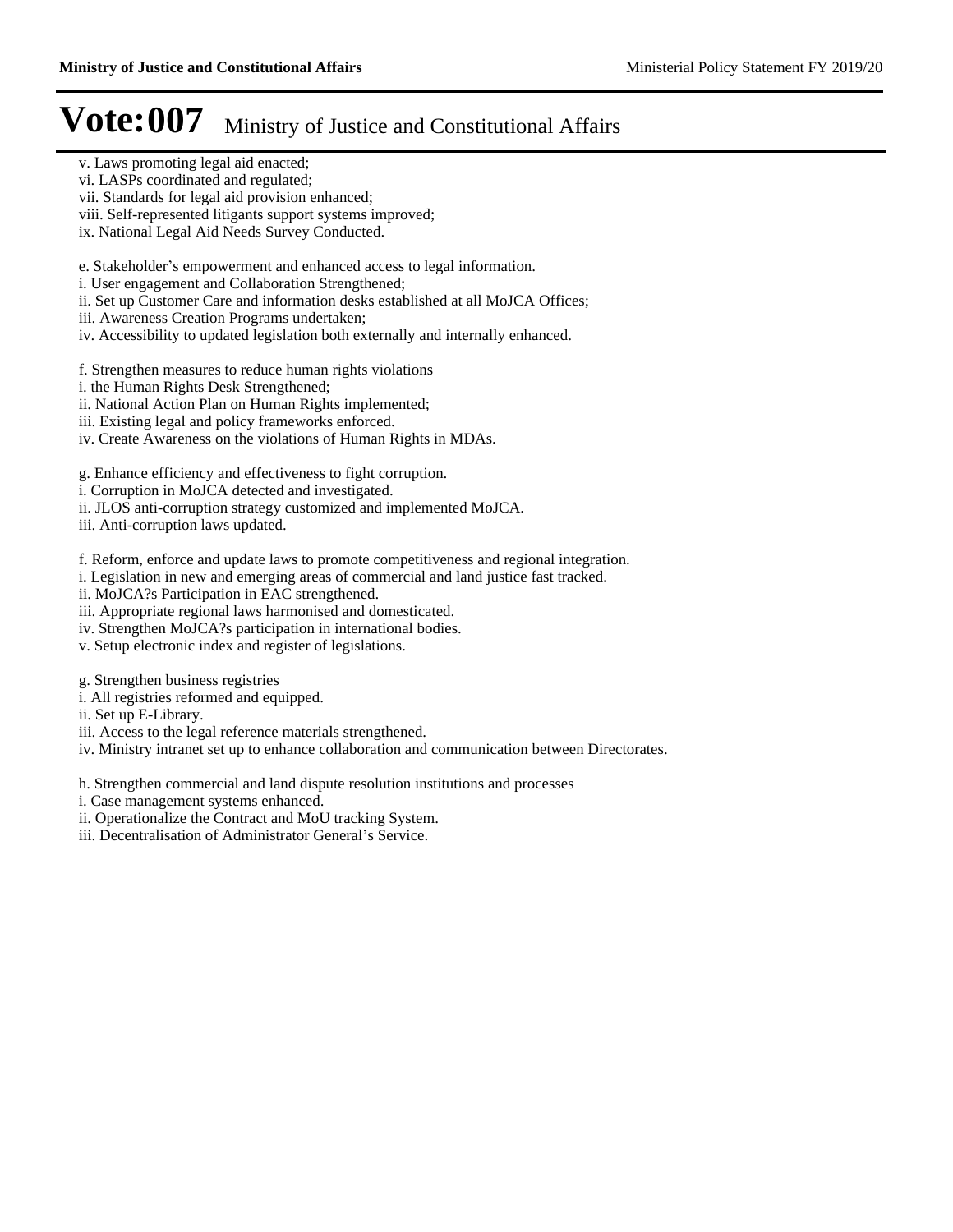v. Laws promoting legal aid enacted;
vi. LASPs coordinated and regulated;
vii. Standards for legal aid provision enhanced;
viii. Self-represented litigants support systems improved;
ix. National Legal Aid Needs Survey Conducted.

e. Stakeholder's empowerment and enhanced access to legal information.
i. User engagement and Collaboration Strengthened;
ii. Set up Customer Care and information desks established at all MoJCA Offices;
iii. Awareness Creation Programs undertaken;
iv. Accessibility to updated legislation both externally and internally enhanced.

f. Strengthen measures to reduce human rights violations
i. the Human Rights Desk Strengthened;
ii. National Action Plan on Human Rights implemented;
iii. Existing legal and policy frameworks enforced.
iv. Create Awareness on the violations of Human Rights in MDAs.

g. Enhance efficiency and effectiveness to fight corruption.
i. Corruption in MoJCA detected and investigated.
ii. JLOS anti-corruption strategy customized and implemented MoJCA.
iii. Anti-corruption laws updated.

f. Reform, enforce and update laws to promote competitiveness and regional integration.
i. Legislation in new and emerging areas of commercial and land justice fast tracked.
ii. MoJCA?s Participation in EAC strengthened.
iii. Appropriate regional laws harmonised and domesticated.
iv. Strengthen MoJCA?s participation in international bodies.
v. Setup electronic index and register of legislations.

g. Strengthen business registries
i. All registries reformed and equipped.
ii. Set up E-Library.
iii. Access to the legal reference materials strengthened.
iv. Ministry intranet set up to enhance collaboration and communication between Directorates.

h. Strengthen commercial and land dispute resolution institutions and processes
i. Case management systems enhanced.
ii. Operationalize the Contract and MoU tracking System.
iii. Decentralisation of Administrator General's Service.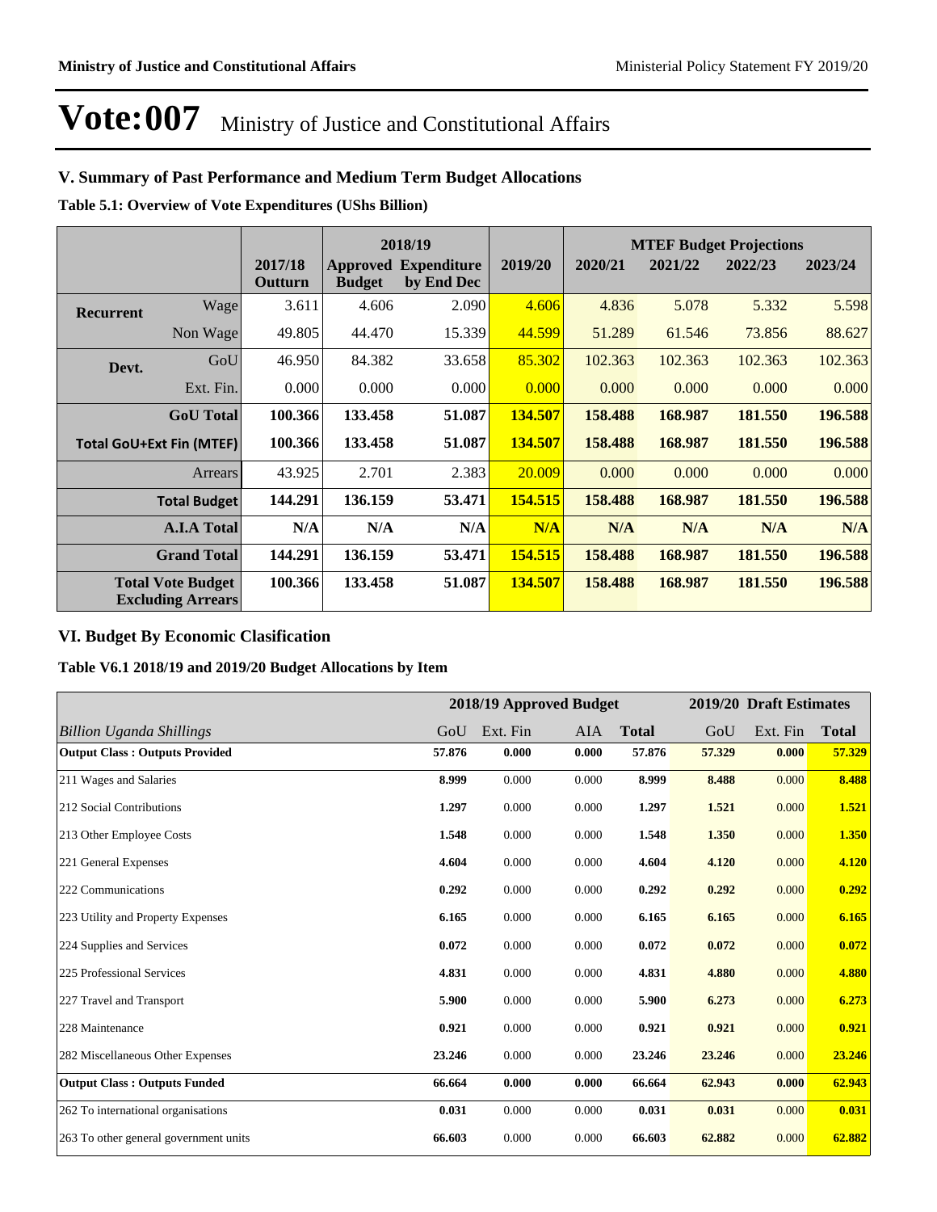# Vote:007 Ministry of Justice and Constitutional Affairs

## V. Summary of Past Performance and Medium Term Budget Allocations

**Table 5.1: Overview of Vote Expenditures (UShs Billion)**

| | | | 2018/19 | | | MTEF Budget Projections | | | |
|---|---|---|---|---|---|---|---|---|---|
| | | 2017/18 Outturn | Approved Budget | Expenditure by End Dec | 2019/20 | 2020/21 | 2021/22 | 2022/23 | 2023/24 |
| **Recurrent** | Wage | 3.611 | 4.606 | 2.090 | 4.606 | 4.836 | 5.078 | 5.332 | 5.598 |
| | Non Wage | 49.805 | 44.470 | 15.339 | 44.599 | 51.289 | 61.546 | 73.856 | 88.627 |
| **Devt.** | GoU | 46.950 | 84.382 | 33.658 | 85.302 | 102.363 | 102.363 | 102.363 | 102.363 |
| | Ext. Fin. | 0.000 | 0.000 | 0.000 | 0.000 | 0.000 | 0.000 | 0.000 | 0.000 |
| | **GoU Total** | **100.366** | **133.458** | **51.087** | **134.507** | **158.488** | **168.987** | **181.550** | **196.588** |
| **Total GoU+Ext Fin (MTEF)** | | **100.366** | **133.458** | **51.087** | **134.507** | **158.488** | **168.987** | **181.550** | **196.588** |
| | Arrears | 43.925 | 2.701 | 2.383 | 20.009 | 0.000 | 0.000 | 0.000 | 0.000 |
| | **Total Budget** | **144.291** | **136.159** | **53.471** | **154.515** | **158.488** | **168.987** | **181.550** | **196.588** |
| | **A.I.A Total** | **N/A** | **N/A** | **N/A** | **N/A** | **N/A** | **N/A** | **N/A** | **N/A** |
| | **Grand Total** | **144.291** | **136.159** | **53.471** | **154.515** | **158.488** | **168.987** | **181.550** | **196.588** |
| **Total Vote Budget Excluding Arrears** | | **100.366** | **133.458** | **51.087** | **134.507** | **158.488** | **168.987** | **181.550** | **196.588** |

## VI. Budget By Economic Clasification

**Table V6.1 2018/19 and 2019/20 Budget Allocations by Item**

| | 2018/19 Approved Budget | | | | 2019/20 Draft Estimates | | |
|---|---|---|---|---|---|---|---|
| *Billion Uganda Shillings* | GoU | Ext. Fin | AIA | **Total** | GoU | Ext. Fin | **Total** |
| **Output Class : Outputs Provided** | **57.876** | **0.000** | **0.000** | **57.876** | **57.329** | **0.000** | **57.329** |
| 211 Wages and Salaries | **8.999** | 0.000 | 0.000 | **8.999** | **8.488** | 0.000 | **8.488** |
| 212 Social Contributions | **1.297** | 0.000 | 0.000 | **1.297** | **1.521** | 0.000 | **1.521** |
| 213 Other Employee Costs | **1.548** | 0.000 | 0.000 | **1.548** | **1.350** | 0.000 | **1.350** |
| 221 General Expenses | **4.604** | 0.000 | 0.000 | **4.604** | **4.120** | 0.000 | **4.120** |
| 222 Communications | **0.292** | 0.000 | 0.000 | **0.292** | **0.292** | 0.000 | **0.292** |
| 223 Utility and Property Expenses | **6.165** | 0.000 | 0.000 | **6.165** | **6.165** | 0.000 | **6.165** |
| 224 Supplies and Services | **0.072** | 0.000 | 0.000 | **0.072** | **0.072** | 0.000 | **0.072** |
| 225 Professional Services | **4.831** | 0.000 | 0.000 | **4.831** | **4.880** | 0.000 | **4.880** |
| 227 Travel and Transport | **5.900** | 0.000 | 0.000 | **5.900** | **6.273** | 0.000 | **6.273** |
| 228 Maintenance | **0.921** | 0.000 | 0.000 | **0.921** | **0.921** | 0.000 | **0.921** |
| 282 Miscellaneous Other Expenses | **23.246** | 0.000 | 0.000 | **23.246** | **23.246** | 0.000 | **23.246** |
| **Output Class : Outputs Funded** | **66.664** | **0.000** | **0.000** | **66.664** | **62.943** | **0.000** | **62.943** |
| 262 To international organisations | **0.031** | 0.000 | 0.000 | **0.031** | **0.031** | 0.000 | **0.031** |
| 263 To other general government units | **66.603** | 0.000 | 0.000 | **66.603** | **62.882** | 0.000 | **62.882** |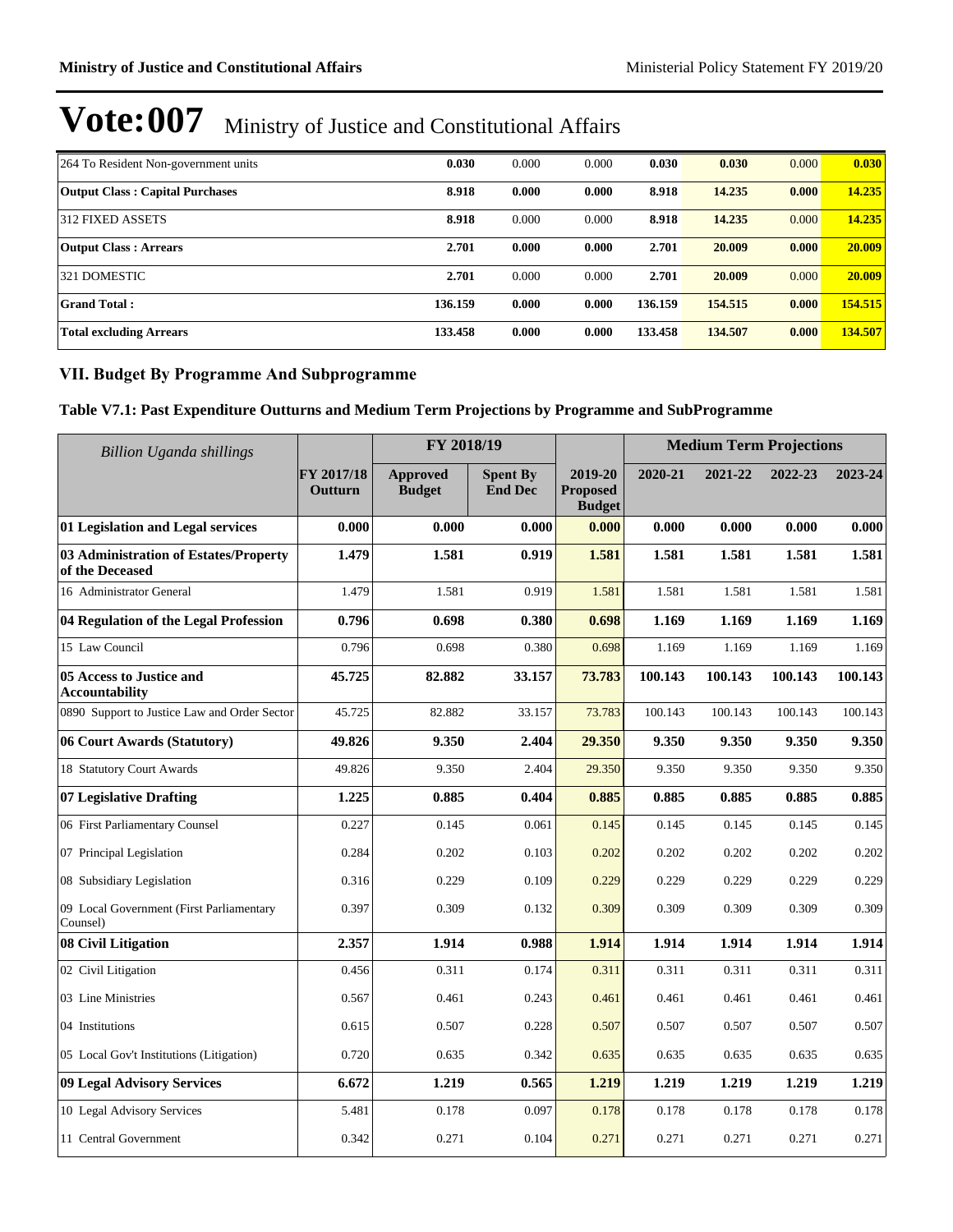# Vote:007 Ministry of Justice and Constitutional Affairs

| | | | | | | | |
|---|---|---|---|---|---|---|---|
| 264 To Resident Non-government units | **0.030** | 0.000 | 0.000 | **0.030** | **0.030** | 0.000 | **0.030** |
| **Output Class : Capital Purchases** | **8.918** | **0.000** | **0.000** | **8.918** | **14.235** | **0.000** | **14.235** |
| 312 FIXED ASSETS | **8.918** | 0.000 | 0.000 | **8.918** | **14.235** | 0.000 | **14.235** |
| **Output Class : Arrears** | **2.701** | **0.000** | **0.000** | **2.701** | **20.009** | **0.000** | **20.009** |
| 321 DOMESTIC | **2.701** | 0.000 | 0.000 | **2.701** | **20.009** | 0.000 | **20.009** |
| **Grand Total :** | **136.159** | **0.000** | **0.000** | **136.159** | **154.515** | **0.000** | **154.515** |
| **Total excluding Arrears** | **133.458** | **0.000** | **0.000** | **133.458** | **134.507** | **0.000** | **134.507** |

## VII. Budget By Programme And Subprogramme

### Table V7.1: Past Expenditure Outturns and Medium Term Projections by Programme and SubProgramme

| *Billion Uganda shillings* | | FY 2018/19 | | | Medium Term Projections | | | |
|---|---|---|---|---|---|---|---|---|
| | **FY 2017/18 Outturn** | **Approved Budget** | **Spent By End Dec** | **2019-20 Proposed Budget** | **2020-21** | **2021-22** | **2022-23** | **2023-24** |
| **01 Legislation and Legal services** | **0.000** | **0.000** | **0.000** | **0.000** | **0.000** | **0.000** | **0.000** | **0.000** |
| **03 Administration of Estates/Property of the Deceased** | **1.479** | **1.581** | **0.919** | **1.581** | **1.581** | **1.581** | **1.581** | **1.581** |
| 16 Administrator General | 1.479 | 1.581 | 0.919 | 1.581 | 1.581 | 1.581 | 1.581 | 1.581 |
| **04 Regulation of the Legal Profession** | **0.796** | **0.698** | **0.380** | **0.698** | **1.169** | **1.169** | **1.169** | **1.169** |
| 15 Law Council | 0.796 | 0.698 | 0.380 | 0.698 | 1.169 | 1.169 | 1.169 | 1.169 |
| **05 Access to Justice and Accountability** | **45.725** | **82.882** | **33.157** | **73.783** | **100.143** | **100.143** | **100.143** | **100.143** |
| 0890 Support to Justice Law and Order Sector | 45.725 | 82.882 | 33.157 | 73.783 | 100.143 | 100.143 | 100.143 | 100.143 |
| **06 Court Awards (Statutory)** | **49.826** | **9.350** | **2.404** | **29.350** | **9.350** | **9.350** | **9.350** | **9.350** |
| 18 Statutory Court Awards | 49.826 | 9.350 | 2.404 | 29.350 | 9.350 | 9.350 | 9.350 | 9.350 |
| **07 Legislative Drafting** | **1.225** | **0.885** | **0.404** | **0.885** | **0.885** | **0.885** | **0.885** | **0.885** |
| 06 First Parliamentary Counsel | 0.227 | 0.145 | 0.061 | 0.145 | 0.145 | 0.145 | 0.145 | 0.145 |
| 07 Principal Legislation | 0.284 | 0.202 | 0.103 | 0.202 | 0.202 | 0.202 | 0.202 | 0.202 |
| 08 Subsidiary Legislation | 0.316 | 0.229 | 0.109 | 0.229 | 0.229 | 0.229 | 0.229 | 0.229 |
| 09 Local Government (First Parliamentary Counsel) | 0.397 | 0.309 | 0.132 | 0.309 | 0.309 | 0.309 | 0.309 | 0.309 |
| **08 Civil Litigation** | **2.357** | **1.914** | **0.988** | **1.914** | **1.914** | **1.914** | **1.914** | **1.914** |
| 02 Civil Litigation | 0.456 | 0.311 | 0.174 | 0.311 | 0.311 | 0.311 | 0.311 | 0.311 |
| 03 Line Ministries | 0.567 | 0.461 | 0.243 | 0.461 | 0.461 | 0.461 | 0.461 | 0.461 |
| 04 Institutions | 0.615 | 0.507 | 0.228 | 0.507 | 0.507 | 0.507 | 0.507 | 0.507 |
| 05 Local Gov't Institutions (Litigation) | 0.720 | 0.635 | 0.342 | 0.635 | 0.635 | 0.635 | 0.635 | 0.635 |
| **09 Legal Advisory Services** | **6.672** | **1.219** | **0.565** | **1.219** | **1.219** | **1.219** | **1.219** | **1.219** |
| 10 Legal Advisory Services | 5.481 | 0.178 | 0.097 | 0.178 | 0.178 | 0.178 | 0.178 | 0.178 |
| 11 Central Government | 0.342 | 0.271 | 0.104 | 0.271 | 0.271 | 0.271 | 0.271 | 0.271 |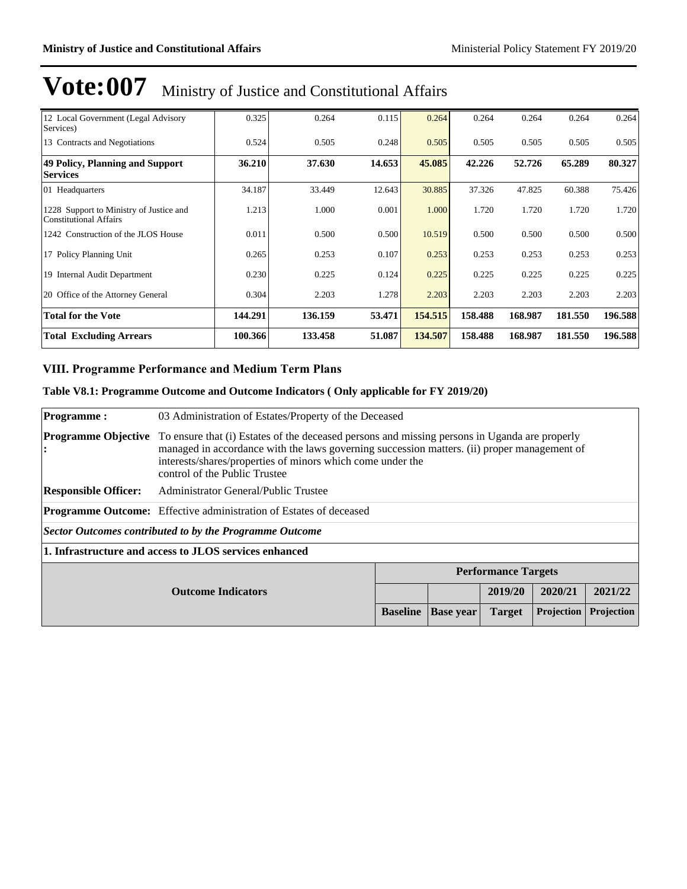# Vote:007 Ministry of Justice and Constitutional Affairs

| | | | | | | | | |
|---|---|---|---|---|---|---|---|---|
| 12 Local Government (Legal Advisory Services) | 0.325 | 0.264 | 0.115 | 0.264 | 0.264 | 0.264 | 0.264 | 0.264 |
| 13 Contracts and Negotiations | 0.524 | 0.505 | 0.248 | 0.505 | 0.505 | 0.505 | 0.505 | 0.505 |
| **49 Policy, Planning and Support Services** | **36.210** | **37.630** | **14.653** | **45.085** | **42.226** | **52.726** | **65.289** | **80.327** |
| 01 Headquarters | 34.187 | 33.449 | 12.643 | 30.885 | 37.326 | 47.825 | 60.388 | 75.426 |
| 1228 Support to Ministry of Justice and Constitutional Affairs | 1.213 | 1.000 | 0.001 | 1.000 | 1.720 | 1.720 | 1.720 | 1.720 |
| 1242 Construction of the JLOS House | 0.011 | 0.500 | 0.500 | 10.519 | 0.500 | 0.500 | 0.500 | 0.500 |
| 17 Policy Planning Unit | 0.265 | 0.253 | 0.107 | 0.253 | 0.253 | 0.253 | 0.253 | 0.253 |
| 19 Internal Audit Department | 0.230 | 0.225 | 0.124 | 0.225 | 0.225 | 0.225 | 0.225 | 0.225 |
| 20 Office of the Attorney General | 0.304 | 2.203 | 1.278 | 2.203 | 2.203 | 2.203 | 2.203 | 2.203 |
| **Total for the Vote** | **144.291** | **136.159** | **53.471** | **154.515** | **158.488** | **168.987** | **181.550** | **196.588** |
| **Total Excluding Arrears** | **100.366** | **133.458** | **51.087** | **134.507** | **158.488** | **168.987** | **181.550** | **196.588** |

## VIII. Programme Performance and Medium Term Plans

### Table V8.1: Programme Outcome and Outcome Indicators ( Only applicable for FY 2019/20)

| | |
|---|---|
| **Programme :** | 03 Administration of Estates/Property of the Deceased |
| **Programme Objective :** | To ensure that (i) Estates of the deceased persons and missing persons in Uganda are properly managed in accordance with the laws governing succession matters. (ii) proper management of interests/shares/properties of minors which come under the control of the Public Trustee |
| **Responsible Officer:** | Administrator General/Public Trustee |
| **Programme Outcome:** | Effective administration of Estates of deceased |

***Sector Outcomes contributed to by the Programme Outcome***

**1. Infrastructure and access to JLOS services enhanced**

| Outcome Indicators | Performance Targets | | | | |
|---|---|---|---|---|---|
| | | | 2019/20 | 2020/21 | 2021/22 |
| | Baseline | Base year | Target | Projection | Projection |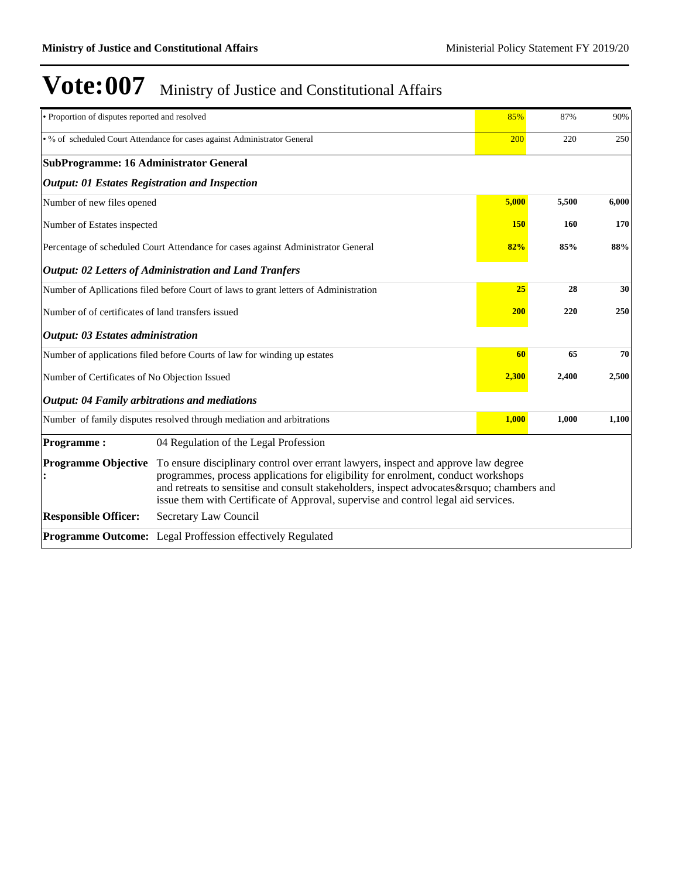# Vote:007 Ministry of Justice and Constitutional Affairs

| | | | |
|---|---|---|---|
| • Proportion of disputes reported and resolved | 85% | 87% | 90% |
| • % of scheduled Court Attendance for cases against Administrator General | 200 | 220 | 250 |
| **SubProgramme: 16 Administrator General** | | | |
| ***Output: 01 Estates Registration and Inspection*** | | | |
| Number of new files opened | **5,000** | **5,500** | **6,000** |
| Number of Estates inspected | **150** | **160** | **170** |
| Percentage of scheduled Court Attendance for cases against Administrator General | **82%** | **85%** | **88%** |
| ***Output: 02 Letters of Administration and Land Tranfers*** | | | |
| Number of Apllications filed before Court of laws to grant letters of Administration | **25** | **28** | **30** |
| Number of of certificates of land transfers issued | **200** | **220** | **250** |
| ***Output: 03 Estates administration*** | | | |
| Number of applications filed before Courts of law for winding up estates | **60** | **65** | **70** |
| Number of Certificates of No Objection Issued | **2,300** | **2,400** | **2,500** |
| ***Output: 04 Family arbitrations and mediations*** | | | |
| Number of family disputes resolved through mediation and arbitrations | **1,000** | **1,000** | **1,100** |

| | |
|---|---|
| **Programme :** | 04 Regulation of the Legal Profession |
| **Programme Objective :** | To ensure disciplinary control over errant lawyers, inspect and approve law degree programmes, process applications for eligibility for enrolment, conduct workshops and retreats to sensitise and consult stakeholders, inspect advocates&rsquo; chambers and issue them with Certificate of Approval, supervise and control legal aid services. |
| **Responsible Officer:** | Secretary Law Council |
| **Programme Outcome:** | Legal Proffession effectively Regulated |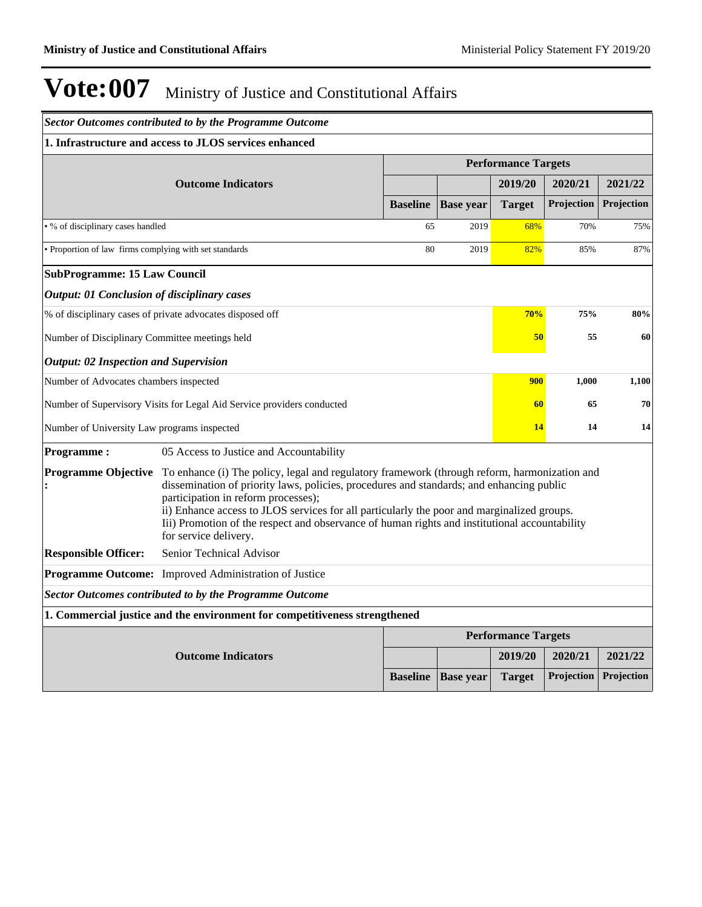# Vote:007 Ministry of Justice and Constitutional Affairs

***Sector Outcomes contributed to by the Programme Outcome***

**1. Infrastructure and access to JLOS services enhanced**

| Outcome Indicators | Performance Targets | | | | |
|---|---|---|---|---|---|
| | | | 2019/20 | 2020/21 | 2021/22 |
| | Baseline | Base year | Target | Projection | Projection |
| • % of disciplinary cases handled | 65 | 2019 | 68% | 70% | 75% |
| • Proportion of law firms complying with set standards | 80 | 2019 | 82% | 85% | 87% |

**SubProgramme: 15 Law Council**

***Output: 01 Conclusion of disciplinary cases***

| | 2019/20 | 2020/21 | 2021/22 |
|---|---|---|---|
| % of disciplinary cases of private advocates disposed off | **70%** | **75%** | **80%** |
| Number of Disciplinary Committee meetings held | **50** | **55** | **60** |

***Output: 02 Inspection and Supervision***

| | 2019/20 | 2020/21 | 2021/22 |
|---|---|---|---|
| Number of Advocates chambers inspected | **900** | **1,000** | **1,100** |
| Number of Supervisory Visits for Legal Aid Service providers conducted | **60** | **65** | **70** |
| Number of University Law programs inspected | **14** | **14** | **14** |

**Programme :** 05 Access to Justice and Accountability

**Programme Objective :** To enhance (i) The policy, legal and regulatory framework (through reform, harmonization and dissemination of priority laws, policies, procedures and standards; and enhancing public participation in reform processes);
ii) Enhance access to JLOS services for all particularly the poor and marginalized groups.
Iii) Promotion of the respect and observance of human rights and institutional accountability for service delivery.

**Responsible Officer:** Senior Technical Advisor

**Programme Outcome:** Improved Administration of Justice

***Sector Outcomes contributed to by the Programme Outcome***

**1. Commercial justice and the environment for competitiveness strengthened**

| Outcome Indicators | Performance Targets | | | | |
|---|---|---|---|---|---|
| | | | 2019/20 | 2020/21 | 2021/22 |
| | Baseline | Base year | Target | Projection | Projection |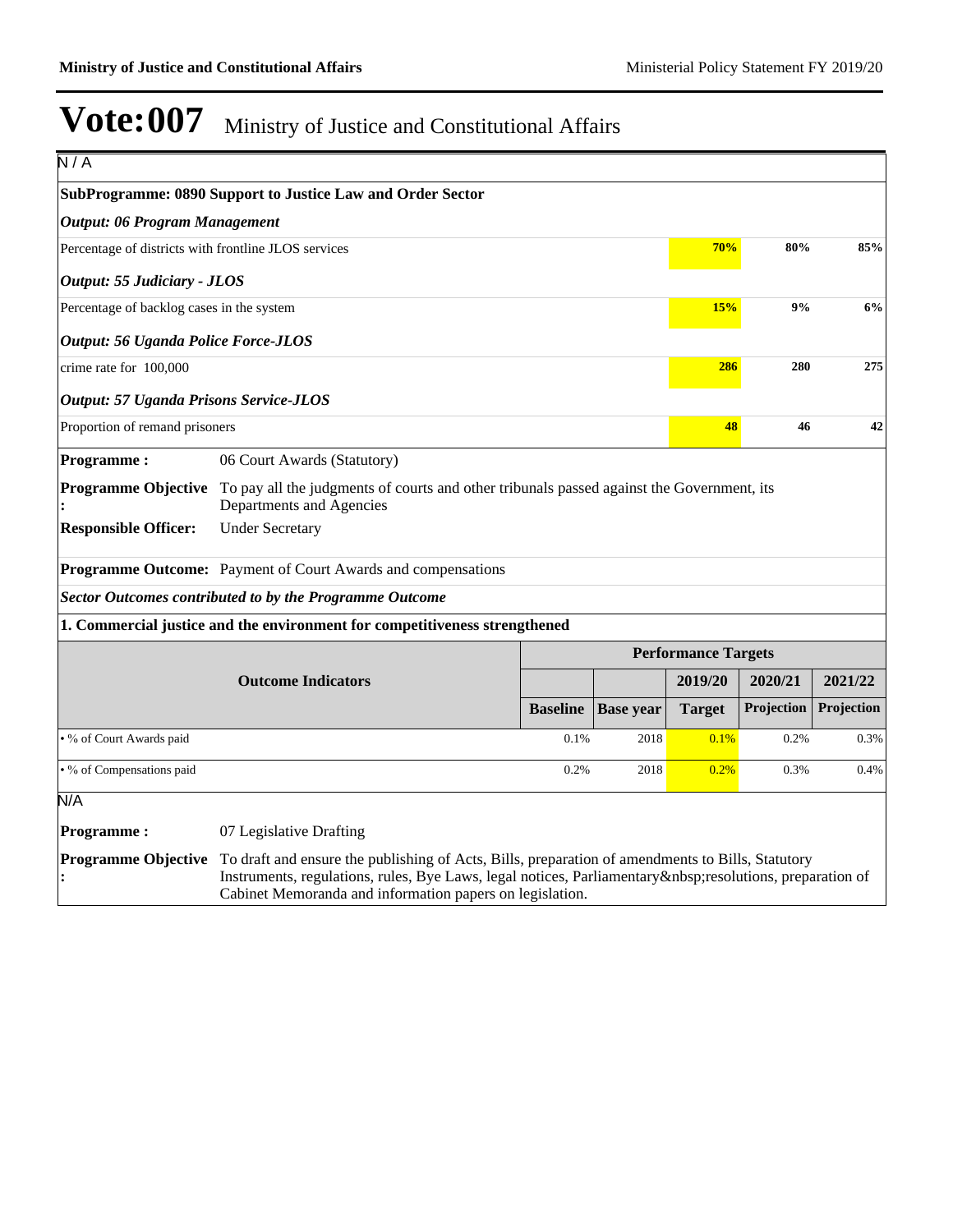# Vote:007 Ministry of Justice and Constitutional Affairs

N / A

**SubProgramme: 0890 Support to Justice Law and Order Sector**

| | 2019/20 | 2020/21 | 2021/22 |
|---|---|---|---|
| ***Output: 06 Program Management*** | | | |
| Percentage of districts with frontline JLOS services | **70%** | **80%** | **85%** |
| ***Output: 55 Judiciary - JLOS*** | | | |
| Percentage of backlog cases in the system | **15%** | **9%** | **6%** |
| ***Output: 56 Uganda Police Force-JLOS*** | | | |
| crime rate for 100,000 | **286** | **280** | **275** |
| ***Output: 57 Uganda Prisons Service-JLOS*** | | | |
| Proportion of remand prisoners | **48** | **46** | **42** |

**Programme :** 06 Court Awards (Statutory)

**Programme Objective :** To pay all the judgments of courts and other tribunals passed against the Government, its Departments and Agencies

**Responsible Officer:** Under Secretary

**Programme Outcome:** Payment of Court Awards and compensations

***Sector Outcomes contributed to by the Programme Outcome***

**1. Commercial justice and the environment for competitiveness strengthened**

| Outcome Indicators | Performance Targets | | | | |
|---|---|---|---|---|---|
| | | | 2019/20 | 2020/21 | 2021/22 |
| | Baseline | Base year | Target | Projection | Projection |
| • % of Court Awards paid | 0.1% | 2018 | 0.1% | 0.2% | 0.3% |
| • % of Compensations paid | 0.2% | 2018 | 0.2% | 0.3% | 0.4% |

N/A

**Programme :** 07 Legislative Drafting

**Programme Objective :** To draft and ensure the publishing of Acts, Bills, preparation of amendments to Bills, Statutory Instruments, regulations, rules, Bye Laws, legal notices, Parliamentary&nbsp;resolutions, preparation of Cabinet Memoranda and information papers on legislation.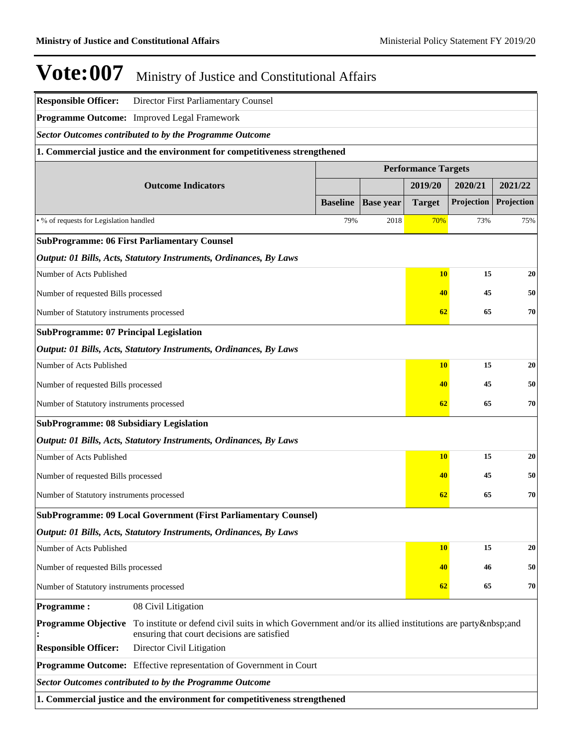# Vote:007 Ministry of Justice and Constitutional Affairs

**Responsible Officer:** Director First Parliamentary Counsel

**Programme Outcome:** Improved Legal Framework

***Sector Outcomes contributed to by the Programme Outcome***

**1. Commercial justice and the environment for competitiveness strengthened**

| Outcome Indicators | Performance Targets | | | | |
|---|---|---|---|---|---|
| | | | 2019/20 | 2020/21 | 2021/22 |
| | Baseline | Base year | Target | Projection | Projection |
| • % of requests for Legislation handled | 79% | 2018 | 70% | 73% | 75% |

**SubProgramme: 06 First Parliamentary Counsel**

***Output: 01 Bills, Acts, Statutory Instruments, Ordinances, By Laws***

| | 2019/20 | 2020/21 | 2021/22 |
|---|---|---|---|
| Number of Acts Published | 10 | 15 | 20 |
| Number of requested Bills processed | 40 | 45 | 50 |
| Number of Statutory instruments processed | 62 | 65 | 70 |

**SubProgramme: 07 Principal Legislation**

***Output: 01 Bills, Acts, Statutory Instruments, Ordinances, By Laws***

| | 2019/20 | 2020/21 | 2021/22 |
|---|---|---|---|
| Number of Acts Published | 10 | 15 | 20 |
| Number of requested Bills processed | 40 | 45 | 50 |
| Number of Statutory instruments processed | 62 | 65 | 70 |

**SubProgramme: 08 Subsidiary Legislation**

***Output: 01 Bills, Acts, Statutory Instruments, Ordinances, By Laws***

| | 2019/20 | 2020/21 | 2021/22 |
|---|---|---|---|
| Number of Acts Published | 10 | 15 | 20 |
| Number of requested Bills processed | 40 | 45 | 50 |
| Number of Statutory instruments processed | 62 | 65 | 70 |

**SubProgramme: 09 Local Government (First Parliamentary Counsel)**

***Output: 01 Bills, Acts, Statutory Instruments, Ordinances, By Laws***

| | 2019/20 | 2020/21 | 2021/22 |
|---|---|---|---|
| Number of Acts Published | 10 | 15 | 20 |
| Number of requested Bills processed | 40 | 46 | 50 |
| Number of Statutory instruments processed | 62 | 65 | 70 |

**Programme :** 08 Civil Litigation

**Programme Objective :** To institute or defend civil suits in which Government and/or its allied institutions are party&nbsp;and ensuring that court decisions are satisfied

**Responsible Officer:** Director Civil Litigation

**Programme Outcome:** Effective representation of Government in Court

***Sector Outcomes contributed to by the Programme Outcome***

**1. Commercial justice and the environment for competitiveness strengthened**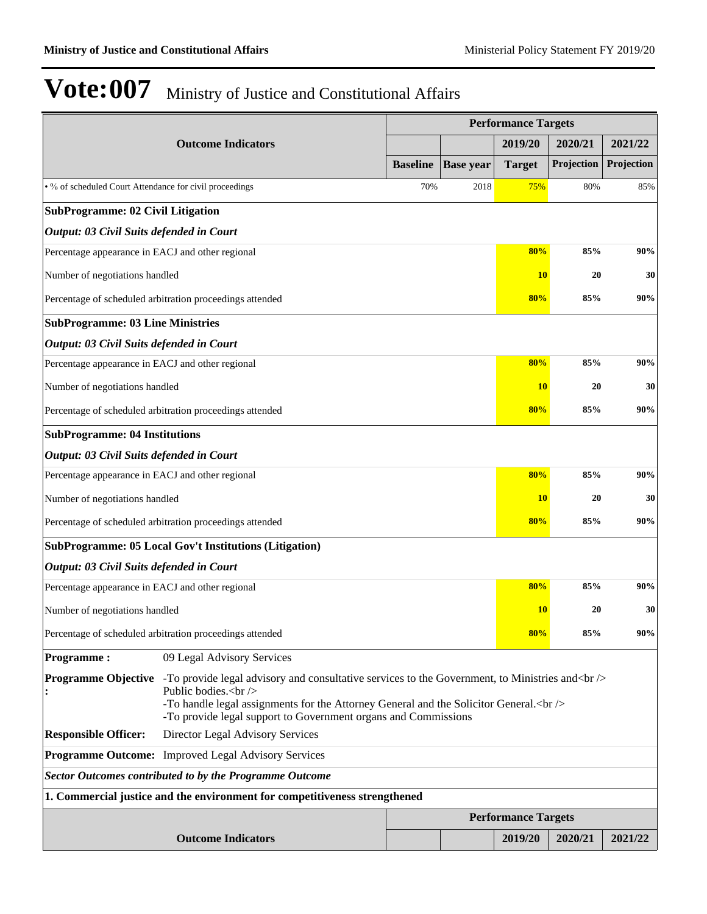# Vote:007 Ministry of Justice and Constitutional Affairs

| Outcome Indicators | Performance Targets | | | | |
|---|---|---|---|---|---|
| | | | 2019/20 | 2020/21 | 2021/22 |
| | Baseline | Base year | Target | Projection | Projection |
| • % of scheduled Court Attendance for civil proceedings | 70% | 2018 | 75% | 80% | 85% |
| **SubProgramme: 02 Civil Litigation** | | | | | |
| ***Output: 03 Civil Suits defended in Court*** | | | | | |
| Percentage appearance in EACJ and other regional | | | **80%** | **85%** | **90%** |
| Number of negotiations handled | | | **10** | **20** | **30** |
| Percentage of scheduled arbitration proceedings attended | | | **80%** | **85%** | **90%** |
| **SubProgramme: 03 Line Ministries** | | | | | |
| ***Output: 03 Civil Suits defended in Court*** | | | | | |
| Percentage appearance in EACJ and other regional | | | **80%** | **85%** | **90%** |
| Number of negotiations handled | | | **10** | **20** | **30** |
| Percentage of scheduled arbitration proceedings attended | | | **80%** | **85%** | **90%** |
| **SubProgramme: 04 Institutions** | | | | | |
| ***Output: 03 Civil Suits defended in Court*** | | | | | |
| Percentage appearance in EACJ and other regional | | | **80%** | **85%** | **90%** |
| Number of negotiations handled | | | **10** | **20** | **30** |
| Percentage of scheduled arbitration proceedings attended | | | **80%** | **85%** | **90%** |
| **SubProgramme: 05 Local Gov't Institutions (Litigation)** | | | | | |
| ***Output: 03 Civil Suits defended in Court*** | | | | | |
| Percentage appearance in EACJ and other regional | | | **80%** | **85%** | **90%** |
| Number of negotiations handled | | | **10** | **20** | **30** |
| Percentage of scheduled arbitration proceedings attended | | | **80%** | **85%** | **90%** |

**Programme :** 09 Legal Advisory Services

**Programme Objective :** -To provide legal advisory and consultative services to the Government, to Ministries and<br /> Public bodies.<br /> -To handle legal assignments for the Attorney General and the Solicitor General.<br /> -To provide legal support to Government organs and Commissions

**Responsible Officer:** Director Legal Advisory Services

**Programme Outcome:** Improved Legal Advisory Services

***Sector Outcomes contributed to by the Programme Outcome***

**1. Commercial justice and the environment for competitiveness strengthened**

| Outcome Indicators | Performance Targets | | | | |
|---|---|---|---|---|---|
| | | | 2019/20 | 2020/21 | 2021/22 |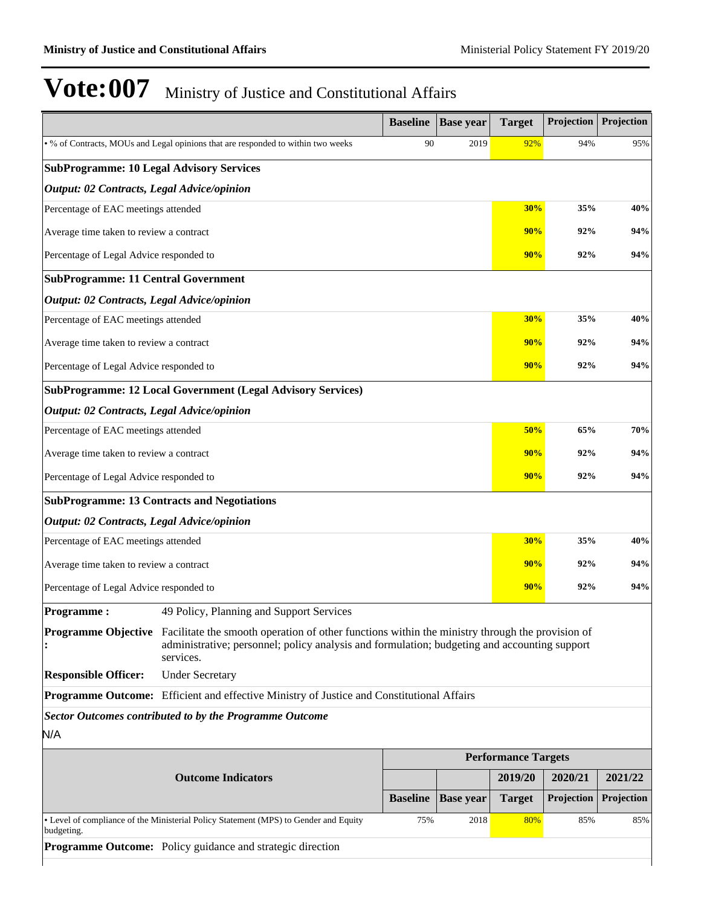# Vote:007 Ministry of Justice and Constitutional Affairs

| | Baseline | Base year | Target | Projection | Projection |
|---|---|---|---|---|---|
| • % of Contracts, MOUs and Legal opinions that are responded to within two weeks | 90 | 2019 | 92% | 94% | 95% |
| **SubProgramme: 10 Legal Advisory Services** | | | | | |
| ***Output: 02 Contracts, Legal Advice/opinion*** | | | | | |
| Percentage of EAC meetings attended | | | **30%** | **35%** | **40%** |
| Average time taken to review a contract | | | **90%** | **92%** | **94%** |
| Percentage of Legal Advice responded to | | | **90%** | **92%** | **94%** |
| **SubProgramme: 11 Central Government** | | | | | |
| ***Output: 02 Contracts, Legal Advice/opinion*** | | | | | |
| Percentage of EAC meetings attended | | | **30%** | **35%** | **40%** |
| Average time taken to review a contract | | | **90%** | **92%** | **94%** |
| Percentage of Legal Advice responded to | | | **90%** | **92%** | **94%** |
| **SubProgramme: 12 Local Government (Legal Advisory Services)** | | | | | |
| ***Output: 02 Contracts, Legal Advice/opinion*** | | | | | |
| Percentage of EAC meetings attended | | | **50%** | **65%** | **70%** |
| Average time taken to review a contract | | | **90%** | **92%** | **94%** |
| Percentage of Legal Advice responded to | | | **90%** | **92%** | **94%** |
| **SubProgramme: 13 Contracts and Negotiations** | | | | | |
| ***Output: 02 Contracts, Legal Advice/opinion*** | | | | | |
| Percentage of EAC meetings attended | | | **30%** | **35%** | **40%** |
| Average time taken to review a contract | | | **90%** | **92%** | **94%** |
| Percentage of Legal Advice responded to | | | **90%** | **92%** | **94%** |

**Programme :** 49 Policy, Planning and Support Services

**Programme Objective :** Facilitate the smooth operation of other functions within the ministry through the provision of administrative; personnel; policy analysis and formulation; budgeting and accounting support services.

**Responsible Officer:** Under Secretary

**Programme Outcome:** Efficient and effective Ministry of Justice and Constitutional Affairs

***Sector Outcomes contributed to by the Programme Outcome***

N/A

| Outcome Indicators | Performance Targets | | | | |
|---|---|---|---|---|---|
| | | | 2019/20 | 2020/21 | 2021/22 |
| | Baseline | Base year | Target | Projection | Projection |
| • Level of compliance of the Ministerial Policy Statement (MPS) to Gender and Equity budgeting. | 75% | 2018 | 80% | 85% | 85% |

**Programme Outcome:** Policy guidance and strategic direction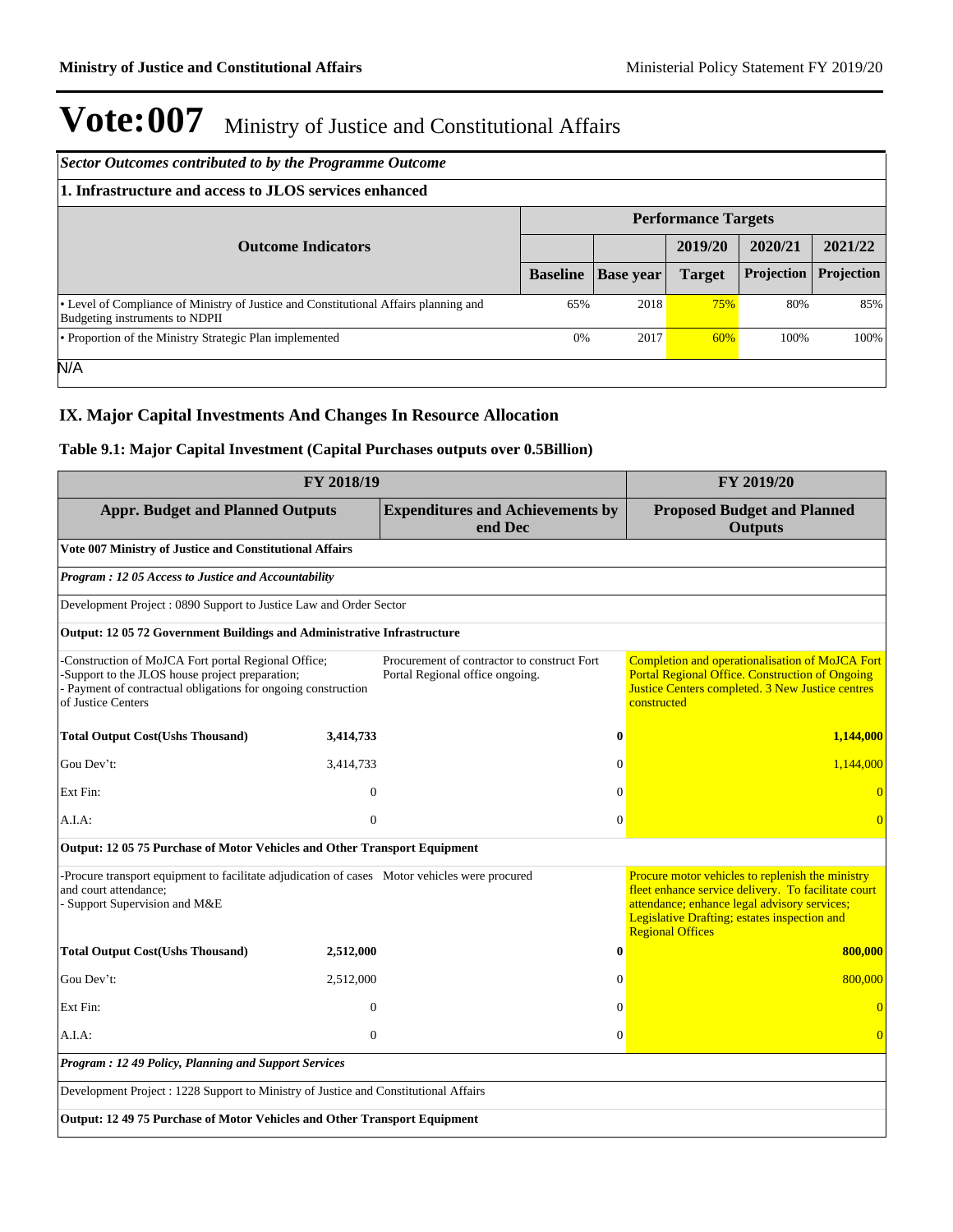# Vote:007 Ministry of Justice and Constitutional Affairs

| *Sector Outcomes contributed to by the Programme Outcome* | | | | | |
|---|---|---|---|---|---|
| **1. Infrastructure and access to JLOS services enhanced** | | | | | |
| **Outcome Indicators** | **Performance Targets** | | | | |
| | | | **2019/20** | **2020/21** | **2021/22** |
| | **Baseline** | **Base year** | **Target** | **Projection** | **Projection** |
| • Level of Compliance of Ministry of Justice and Constitutional Affairs planning and Budgeting instruments to NDPII | 65% | 2018 | 75% | 80% | 85% |
| • Proportion of the Ministry Strategic Plan implemented | 0% | 2017 | 60% | 100% | 100% |

N/A

## IX. Major Capital Investments And Changes In Resource Allocation

### Table 9.1: Major Capital Investment (Capital Purchases outputs over 0.5Billion)

| FY 2018/19 | | | FY 2019/20 |
|---|---|---|---|
| **Appr. Budget and Planned Outputs** | | **Expenditures and Achievements by end Dec** | **Proposed Budget and Planned Outputs** |
| **Vote 007 Ministry of Justice and Constitutional Affairs** | | | |
| ***Program : 12 05 Access to Justice and Accountability*** | | | |
| Development Project : 0890 Support to Justice Law and Order Sector | | | |
| **Output: 12 05 72 Government Buildings and Administrative Infrastructure** | | | |
| -Construction of MoJCA Fort portal Regional Office;<br>-Support to the JLOS house project preparation;<br>- Payment of contractual obligations for ongoing construction of Justice Centers | | Procurement of contractor to construct Fort Portal Regional office ongoing. | Completion and operationalisation of MoJCA Fort Portal Regional Office. Construction of Ongoing Justice Centers completed. 3 New Justice centres constructed |
| **Total Output Cost(Ushs Thousand)** | **3,414,733** | **0** | **1,144,000** |
| Gou Dev't: | 3,414,733 | 0 | 1,144,000 |
| Ext Fin: | 0 | 0 | 0 |
| A.I.A: | 0 | 0 | 0 |
| **Output: 12 05 75 Purchase of Motor Vehicles and Other Transport Equipment** | | | |
| -Procure transport equipment to facilitate adjudication of cases and court attendance;<br>- Support Supervision and M&E | | Motor vehicles were procured | Procure motor vehicles to replenish the ministry fleet enhance service delivery. To facilitate court attendance; enhance legal advisory services; Legislative Drafting; estates inspection and Regional Offices |
| **Total Output Cost(Ushs Thousand)** | **2,512,000** | **0** | **800,000** |
| Gou Dev't: | 2,512,000 | 0 | 800,000 |
| Ext Fin: | 0 | 0 | 0 |
| A.I.A: | 0 | 0 | 0 |
| ***Program : 12 49 Policy, Planning and Support Services*** | | | |
| Development Project : 1228 Support to Ministry of Justice and Constitutional Affairs | | | |
| **Output: 12 49 75 Purchase of Motor Vehicles and Other Transport Equipment** | | | |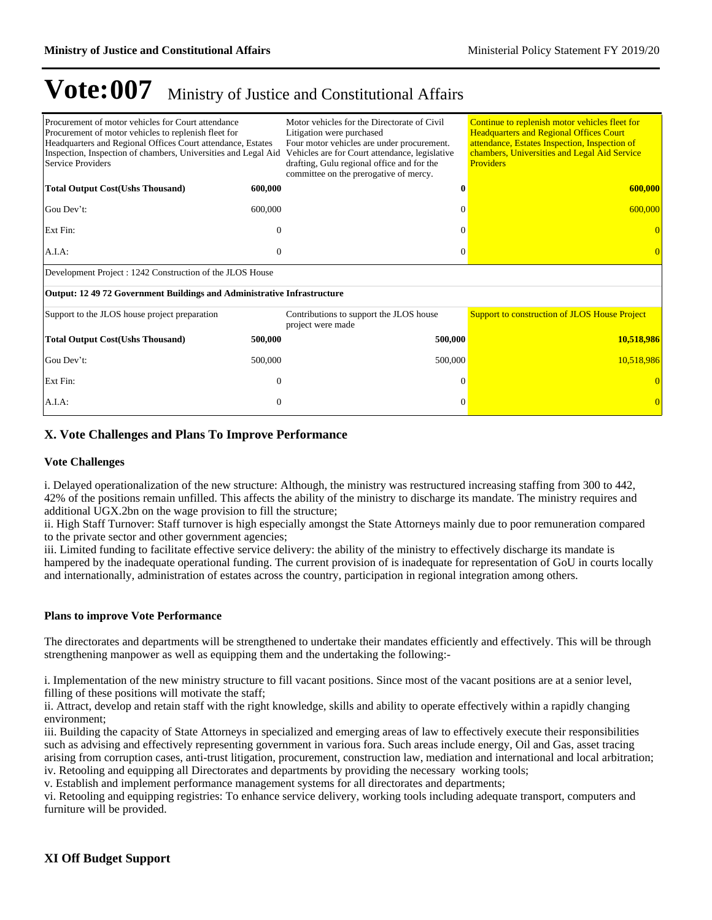# Vote:007 Ministry of Justice and Constitutional Affairs

| | | | |
|---|---|---|---|
| Procurement of motor vehicles for Court attendance<br>Procurement of motor vehicles to replenish fleet for Headquarters and Regional Offices Court attendance, Estates Inspection, Inspection of chambers, Universities and Legal Aid Service Providers | | Motor vehicles for the Directorate of Civil Litigation were purchased<br>Four motor vehicles are under procurement. Vehicles are for Court attendance, legislative drafting, Gulu regional office and for the committee on the prerogative of mercy. | Continue to replenish motor vehicles fleet for Headquarters and Regional Offices Court attendance, Estates Inspection, Inspection of chambers, Universities and Legal Aid Service Providers |
| **Total Output Cost(Ushs Thousand)** | **600,000** | **0** | **600,000** |
| Gou Dev't: | 600,000 | 0 | 600,000 |
| Ext Fin: | 0 | 0 | 0 |
| A.I.A: | 0 | 0 | 0 |
| Development Project : 1242 Construction of the JLOS House | | | |
| **Output: 12 49 72 Government Buildings and Administrative Infrastructure** | | | |
| Support to the JLOS house project preparation | | Contributions to support the JLOS house project were made | Support to construction of JLOS House Project |
| **Total Output Cost(Ushs Thousand)** | **500,000** | **500,000** | **10,518,986** |
| Gou Dev't: | 500,000 | 500,000 | 10,518,986 |
| Ext Fin: | 0 | 0 | 0 |
| A.I.A: | 0 | 0 | 0 |

## X. Vote Challenges and Plans To Improve Performance

### Vote Challenges

i. Delayed operationalization of the new structure: Although, the ministry was restructured increasing staffing from 300 to 442, 42% of the positions remain unfilled. This affects the ability of the ministry to discharge its mandate. The ministry requires and additional UGX.2bn on the wage provision to fill the structure;
ii. High Staff Turnover: Staff turnover is high especially amongst the State Attorneys mainly due to poor remuneration compared to the private sector and other government agencies;
iii. Limited funding to facilitate effective service delivery: the ability of the ministry to effectively discharge its mandate is hampered by the inadequate operational funding. The current provision of is inadequate for representation of GoU in courts locally and internationally, administration of estates across the country, participation in regional integration among others.

### Plans to improve Vote Performance

The directorates and departments will be strengthened to undertake their mandates efficiently and effectively. This will be through strengthening manpower as well as equipping them and the undertaking the following:-

i. Implementation of the new ministry structure to fill vacant positions. Since most of the vacant positions are at a senior level, filling of these positions will motivate the staff;
ii. Attract, develop and retain staff with the right knowledge, skills and ability to operate effectively within a rapidly changing environment;
iii. Building the capacity of State Attorneys in specialized and emerging areas of law to effectively execute their responsibilities such as advising and effectively representing government in various fora. Such areas include energy, Oil and Gas, asset tracing arising from corruption cases, anti-trust litigation, procurement, construction law, mediation and international and local arbitration;
iv. Retooling and equipping all Directorates and departments by providing the necessary working tools;
v. Establish and implement performance management systems for all directorates and departments;
vi. Retooling and equipping registries: To enhance service delivery, working tools including adequate transport, computers and furniture will be provided.

## XI Off Budget Support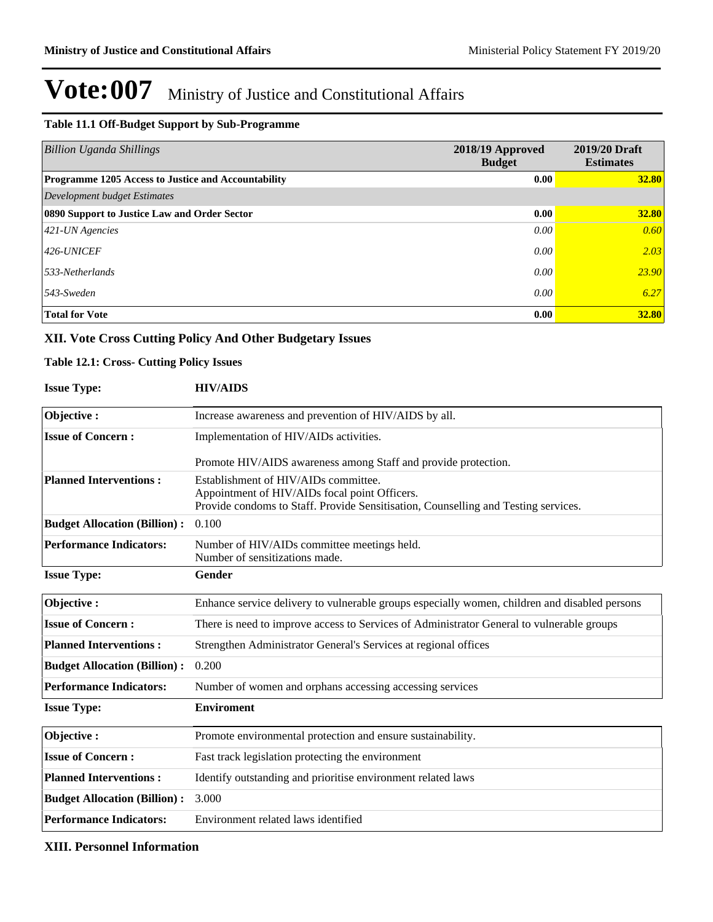# Vote:007 Ministry of Justice and Constitutional Affairs

### Table 11.1 Off-Budget Support by Sub-Programme

| *Billion Uganda Shillings* | 2018/19 Approved Budget | 2019/20 Draft Estimates |
|---|---|---|
| **Programme 1205 Access to Justice and Accountability** | **0.00** | **32.80** |
| *Development budget Estimates* | | |
| **0890 Support to Justice Law and Order Sector** | **0.00** | **32.80** |
| *421-UN Agencies* | *0.00* | *0.60* |
| *426-UNICEF* | *0.00* | *2.03* |
| *533-Netherlands* | *0.00* | *23.90* |
| *543-Sweden* | *0.00* | *6.27* |
| **Total for Vote** | **0.00** | **32.80** |

## XII. Vote Cross Cutting Policy And Other Budgetary Issues

### Table 12.1: Cross- Cutting Policy Issues

**Issue Type:** **HIV/AIDS**

| | |
|---|---|
| **Objective :** | Increase awareness and prevention of HIV/AIDS by all. |
| **Issue of Concern :** | Implementation of HIV/AIDs activities.<br><br>Promote HIV/AIDS awareness among Staff and provide protection. |
| **Planned Interventions :** | Establishment of HIV/AIDs committee.<br>Appointment of HIV/AIDs focal point Officers.<br>Provide condoms to Staff. Provide Sensitisation, Counselling and Testing services. |
| **Budget Allocation (Billion) :** | 0.100 |
| **Performance Indicators:** | Number of HIV/AIDs committee meetings held.<br>Number of sensitizations made. |

**Issue Type:** **Gender**

| | |
|---|---|
| **Objective :** | Enhance service delivery to vulnerable groups especially women, children and disabled persons |
| **Issue of Concern :** | There is need to improve access to Services of Administrator General to vulnerable groups |
| **Planned Interventions :** | Strengthen Administrator General's Services at regional offices |
| **Budget Allocation (Billion) :** | 0.200 |
| **Performance Indicators:** | Number of women and orphans accessing accessing services |

**Issue Type:** **Enviroment**

| | |
|---|---|
| **Objective :** | Promote environmental protection and ensure sustainability. |
| **Issue of Concern :** | Fast track legislation protecting the environment |
| **Planned Interventions :** | Identify outstanding and prioritise environment related laws |
| **Budget Allocation (Billion) :** | 3.000 |
| **Performance Indicators:** | Environment related laws identified |

## XIII. Personnel Information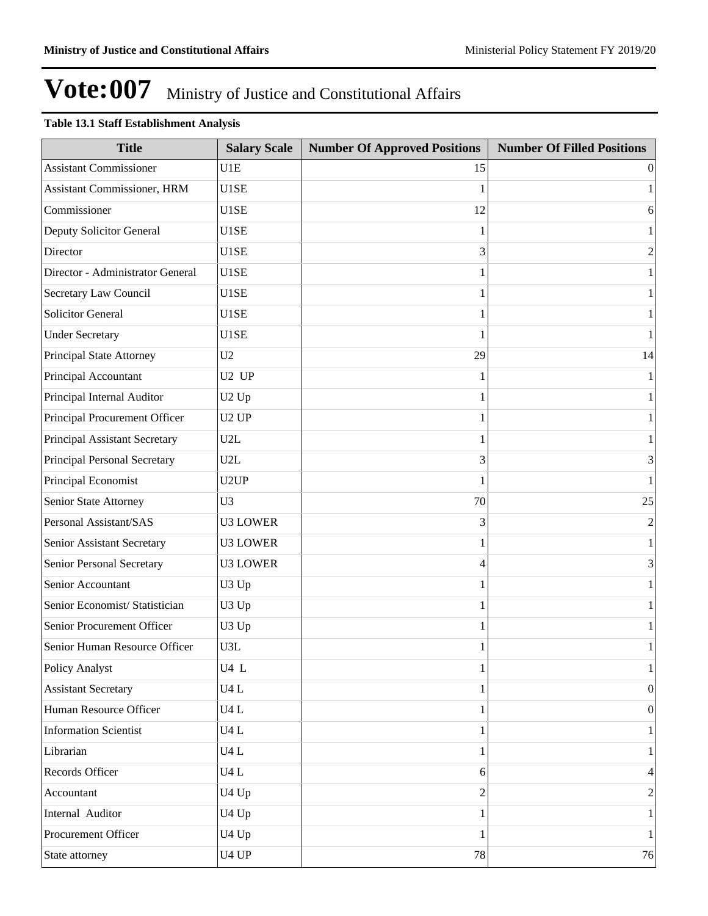# Vote:007 Ministry of Justice and Constitutional Affairs

**Table 13.1 Staff Establishment Analysis**

| Title | Salary Scale | Number Of Approved Positions | Number Of Filled Positions |
|---|---|---|---|
| Assistant Commissioner | U1E | 15 | 0 |
| Assistant Commissioner, HRM | U1SE | 1 | 1 |
| Commissioner | U1SE | 12 | 6 |
| Deputy Solicitor General | U1SE | 1 | 1 |
| Director | U1SE | 3 | 2 |
| Director - Administrator General | U1SE | 1 | 1 |
| Secretary Law Council | U1SE | 1 | 1 |
| Solicitor General | U1SE | 1 | 1 |
| Under Secretary | U1SE | 1 | 1 |
| Principal State Attorney | U2 | 29 | 14 |
| Principal Accountant | U2 UP | 1 | 1 |
| Principal Internal Auditor | U2 Up | 1 | 1 |
| Principal Procurement Officer | U2 UP | 1 | 1 |
| Principal Assistant Secretary | U2L | 1 | 1 |
| Principal Personal Secretary | U2L | 3 | 3 |
| Principal Economist | U2UP | 1 | 1 |
| Senior State Attorney | U3 | 70 | 25 |
| Personal Assistant/SAS | U3 LOWER | 3 | 2 |
| Senior Assistant Secretary | U3 LOWER | 1 | 1 |
| Senior Personal Secretary | U3 LOWER | 4 | 3 |
| Senior Accountant | U3 Up | 1 | 1 |
| Senior Economist/ Statistician | U3 Up | 1 | 1 |
| Senior Procurement Officer | U3 Up | 1 | 1 |
| Senior Human Resource Officer | U3L | 1 | 1 |
| Policy Analyst | U4 L | 1 | 1 |
| Assistant Secretary | U4 L | 1 | 0 |
| Human Resource Officer | U4 L | 1 | 0 |
| Information Scientist | U4 L | 1 | 1 |
| Librarian | U4 L | 1 | 1 |
| Records Officer | U4 L | 6 | 4 |
| Accountant | U4 Up | 2 | 2 |
| Internal Auditor | U4 Up | 1 | 1 |
| Procurement Officer | U4 Up | 1 | 1 |
| State attorney | U4 UP | 78 | 76 |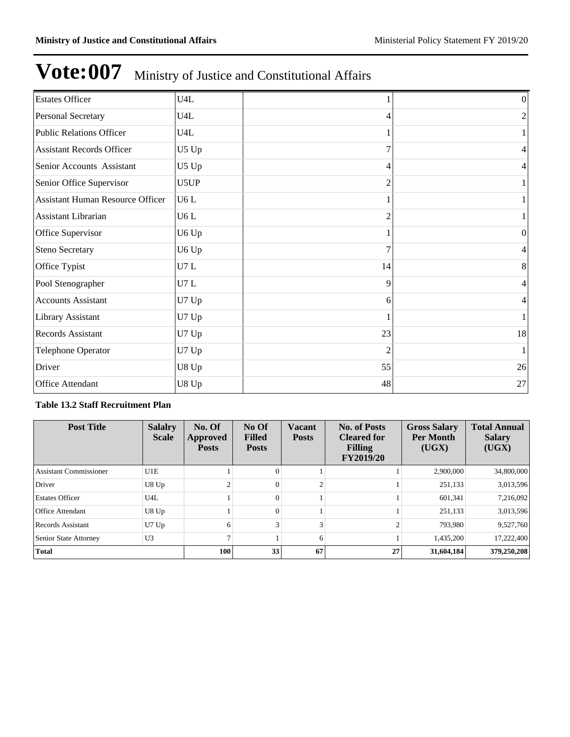# Vote:007 Ministry of Justice and Constitutional Affairs

| | | | |
|---|---|---|---|
| Estates Officer | U4L | 1 | 0 |
| Personal Secretary | U4L | 4 | 2 |
| Public Relations Officer | U4L | 1 | 1 |
| Assistant Records Officer | U5 Up | 7 | 4 |
| Senior Accounts Assistant | U5 Up | 4 | 4 |
| Senior Office Supervisor | U5UP | 2 | 1 |
| Assistant Human Resource Officer | U6 L | 1 | 1 |
| Assistant Librarian | U6 L | 2 | 1 |
| Office Supervisor | U6 Up | 1 | 0 |
| Steno Secretary | U6 Up | 7 | 4 |
| Office Typist | U7 L | 14 | 8 |
| Pool Stenographer | U7 L | 9 | 4 |
| Accounts Assistant | U7 Up | 6 | 4 |
| Library Assistant | U7 Up | 1 | 1 |
| Records Assistant | U7 Up | 23 | 18 |
| Telephone Operator | U7 Up | 2 | 1 |
| Driver | U8 Up | 55 | 26 |
| Office Attendant | U8 Up | 48 | 27 |

**Table 13.2 Staff Recruitment Plan**

| Post Title | Salalry Scale | No. Of Approved Posts | No Of Filled Posts | Vacant Posts | No. of Posts Cleared for Filling FY2019/20 | Gross Salary Per Month (UGX) | Total Annual Salary (UGX) |
|---|---|---|---|---|---|---|---|
| Assistant Commissioner | U1E | 1 | 0 | 1 | 1 | 2,900,000 | 34,800,000 |
| Driver | U8 Up | 2 | 0 | 2 | 1 | 251,133 | 3,013,596 |
| Estates Officer | U4L | 1 | 0 | 1 | 1 | 601,341 | 7,216,092 |
| Office Attendant | U8 Up | 1 | 0 | 1 | 1 | 251,133 | 3,013,596 |
| Records Assistant | U7 Up | 6 | 3 | 3 | 2 | 793,980 | 9,527,760 |
| Senior State Attorney | U3 | 7 | 1 | 6 | 1 | 1,435,200 | 17,222,400 |
| **Total** | | **100** | **33** | **67** | **27** | **31,604,184** | **379,250,208** |